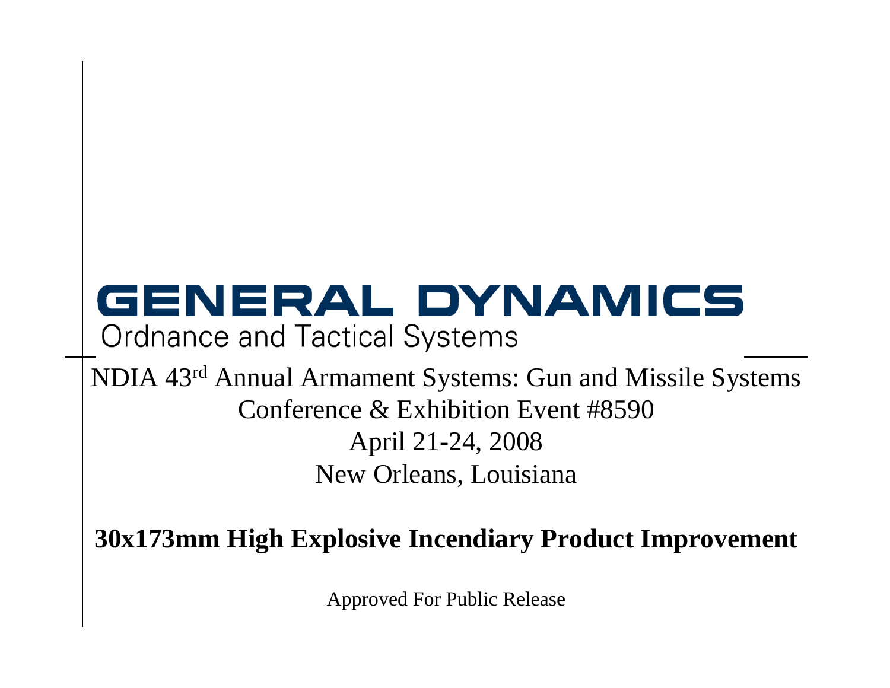**GENERAL DYNAMICS**

Ordnance and Tactical Systems

NDIA 43rd Annual Armament Systems: Gun and Missile Systems Conference & Exhibition Event #8590

April 21-24, 2008

New Orleans, Louisiana

# 30x173mm High Explosive Incendiary Product Improvement

Approved For Public Release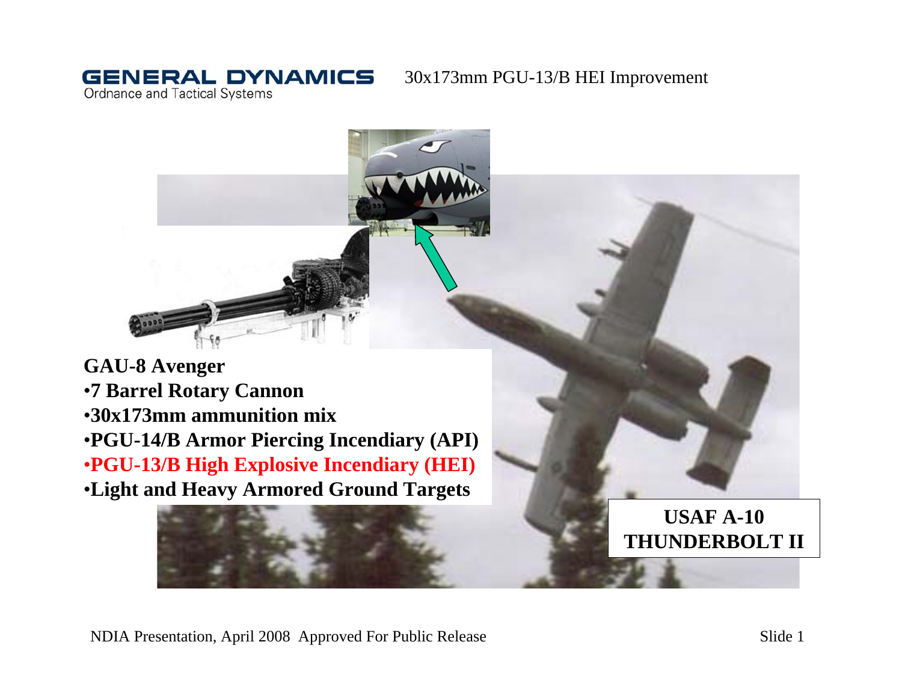GAU-8 Avenger

- 7 Barrel Rotary Cannon
- 30x173mm ammunition mix
- PGU-14/B Armor Piercing Incendiary (API)
- PGU-13/B High Explosive Incendiary (HEI)
- Light and Heavy Armored Ground Targets

USAF A-10 THUNDERBOLT II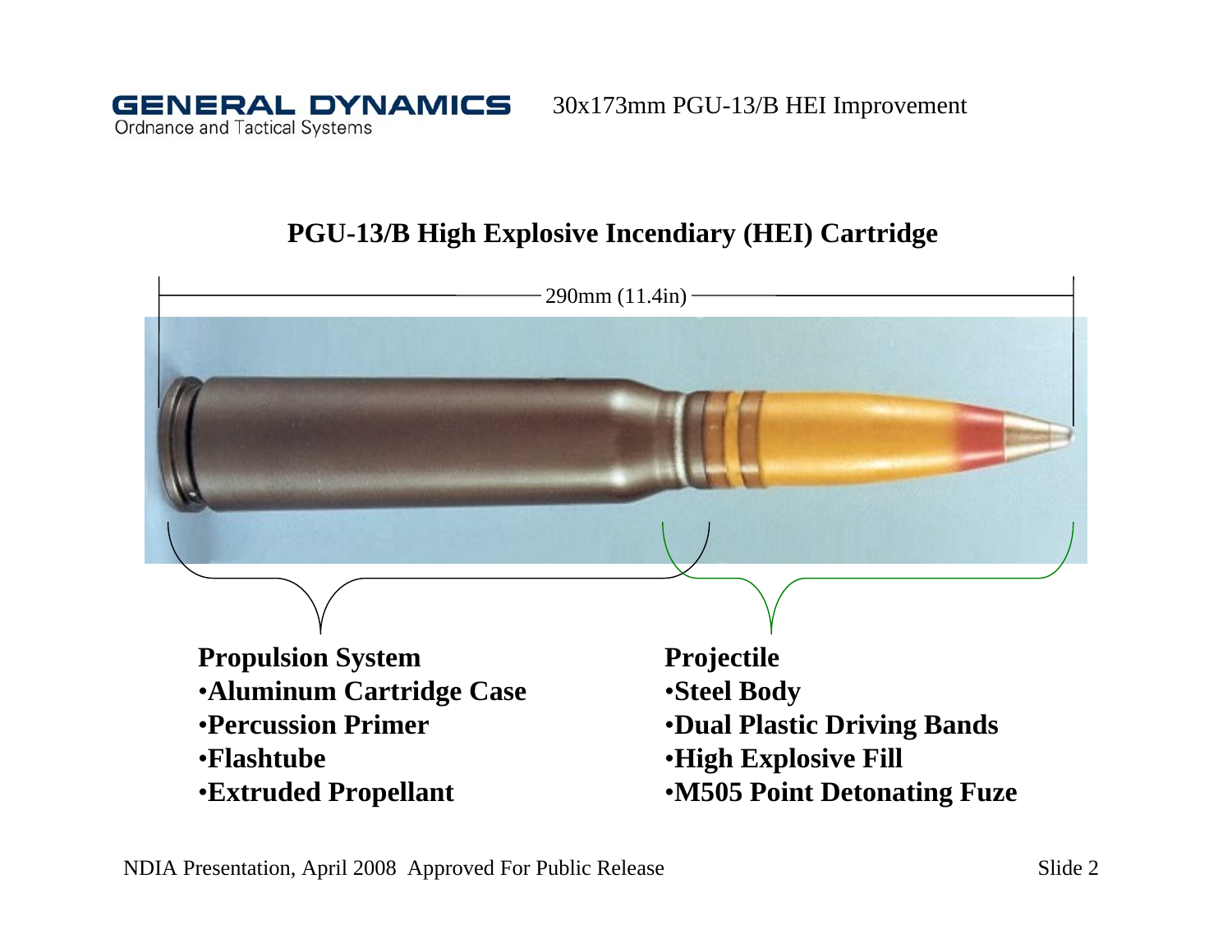## PGU-13/B High Explosive Incendiary (HEI) Cartridge

290mm (11.4in)

**Propulsion System**
- **Aluminum Cartridge Case**
- **Percussion Primer**
- **Flashtube**
- **Extruded Propellant**

**Projectile**
- **Steel Body**
- **Dual Plastic Driving Bands**
- **High Explosive Fill**
- **M505 Point Detonating Fuze**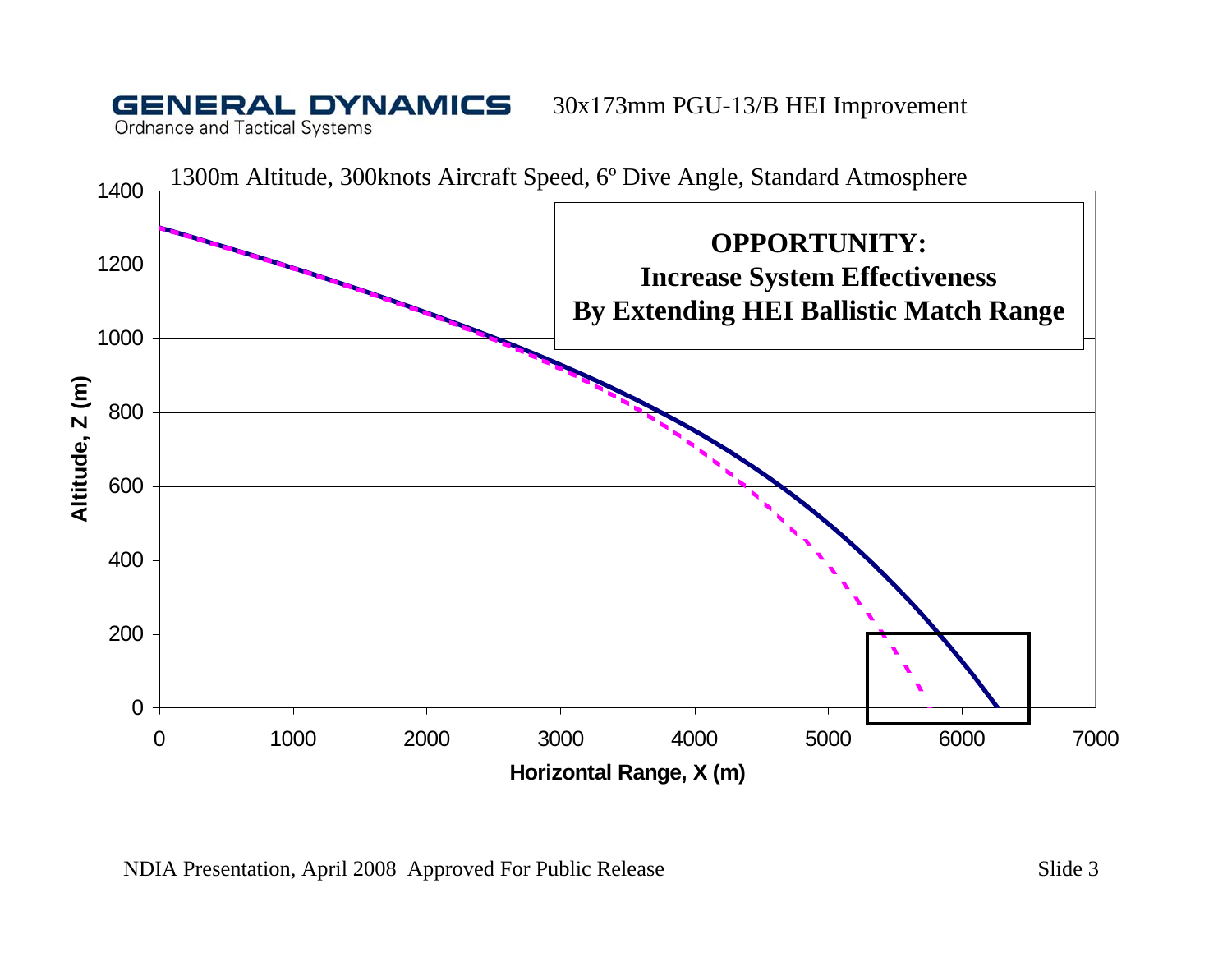# 30x173mm PGU-13/B HEI Improvement

1300m Altitude, 300knots Aircraft Speed, 6º Dive Angle, Standard Atmosphere

**OPPORTUNITY:**
**Increase System Effectiveness**
**By Extending HEI Ballistic Match Range**

Altitude, Z (m)

Horizontal Range, X (m)

NDIA Presentation, April 2008 Approved For Public Release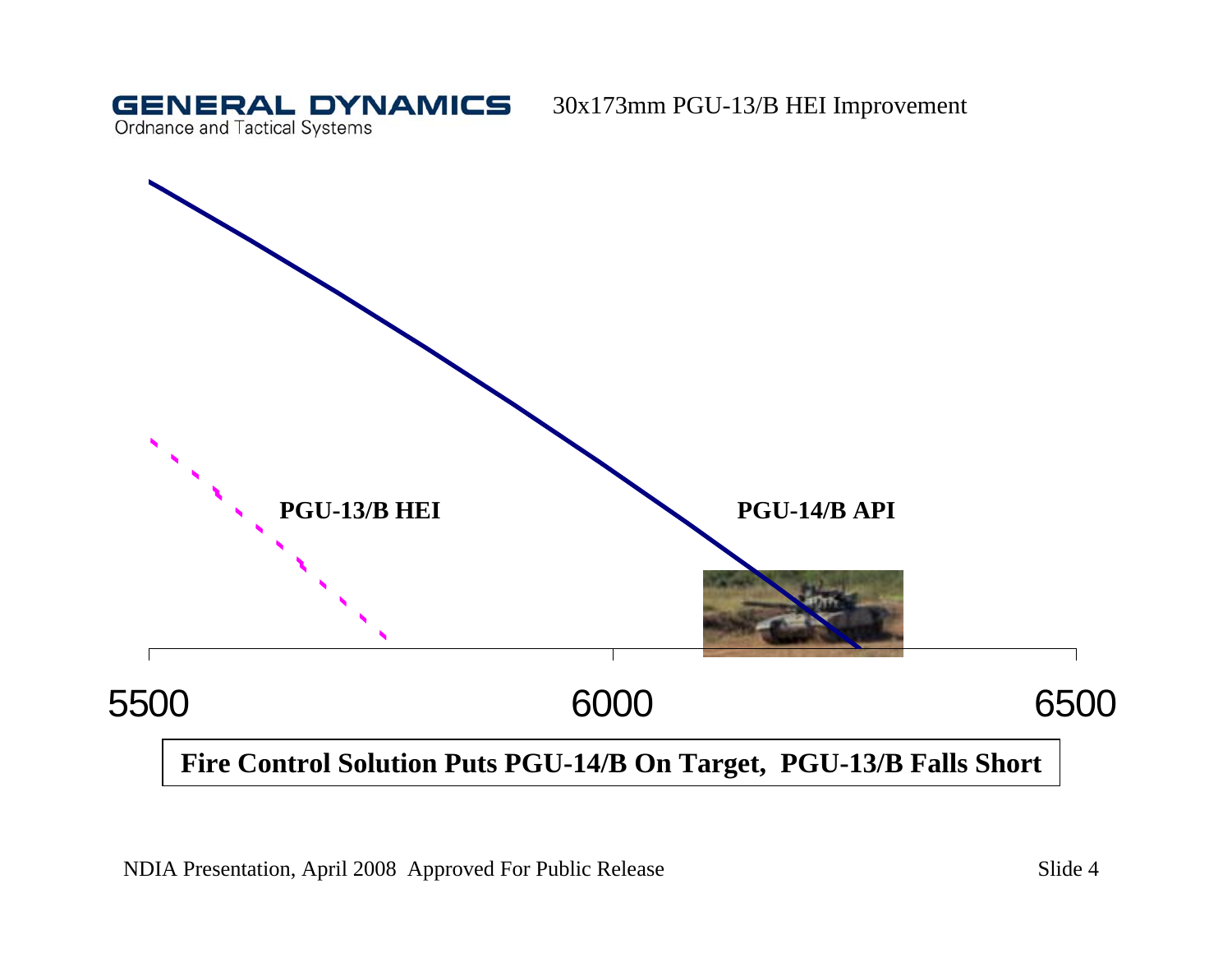30x173mm PGU-13/B HEI Improvement

PGU-13/B HEI

PGU-14/B API

5500 6000 6500

**Fire Control Solution Puts PGU-14/B On Target, PGU-13/B Falls Short**

NDIA Presentation, April 2008 Approved For Public Release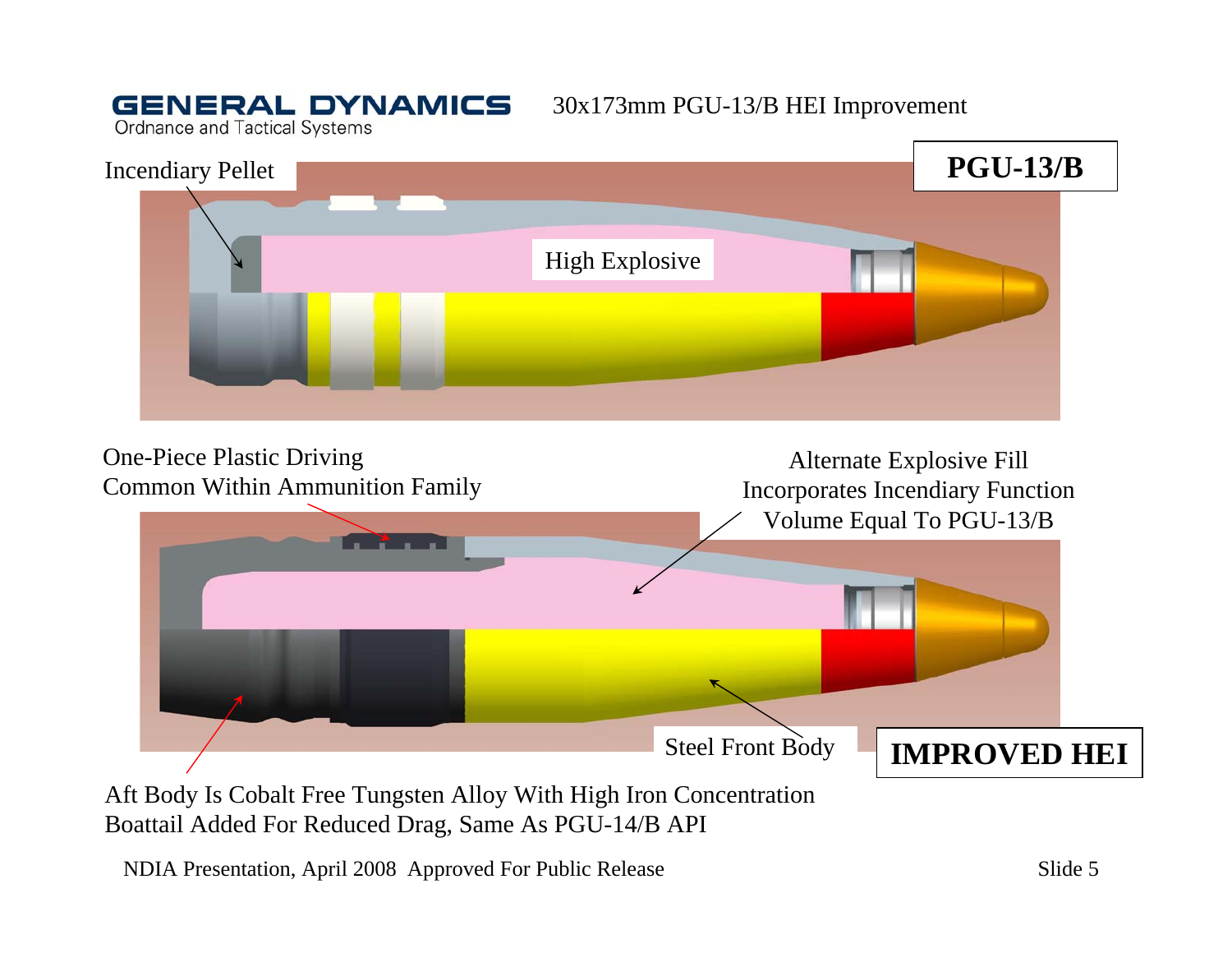# 30x173mm PGU-13/B HEI Improvement

**PGU-13/B**

Incendiary Pellet

High Explosive

One-Piece Plastic Driving Common Within Ammunition Family

Alternate Explosive Fill Incorporates Incendiary Function Volume Equal To PGU-13/B

Steel Front Body

**IMPROVED HEI**

Aft Body Is Cobalt Free Tungsten Alloy With High Iron Concentration
Boattail Added For Reduced Drag, Same As PGU-14/B API

NDIA Presentation, April 2008 Approved For Public Release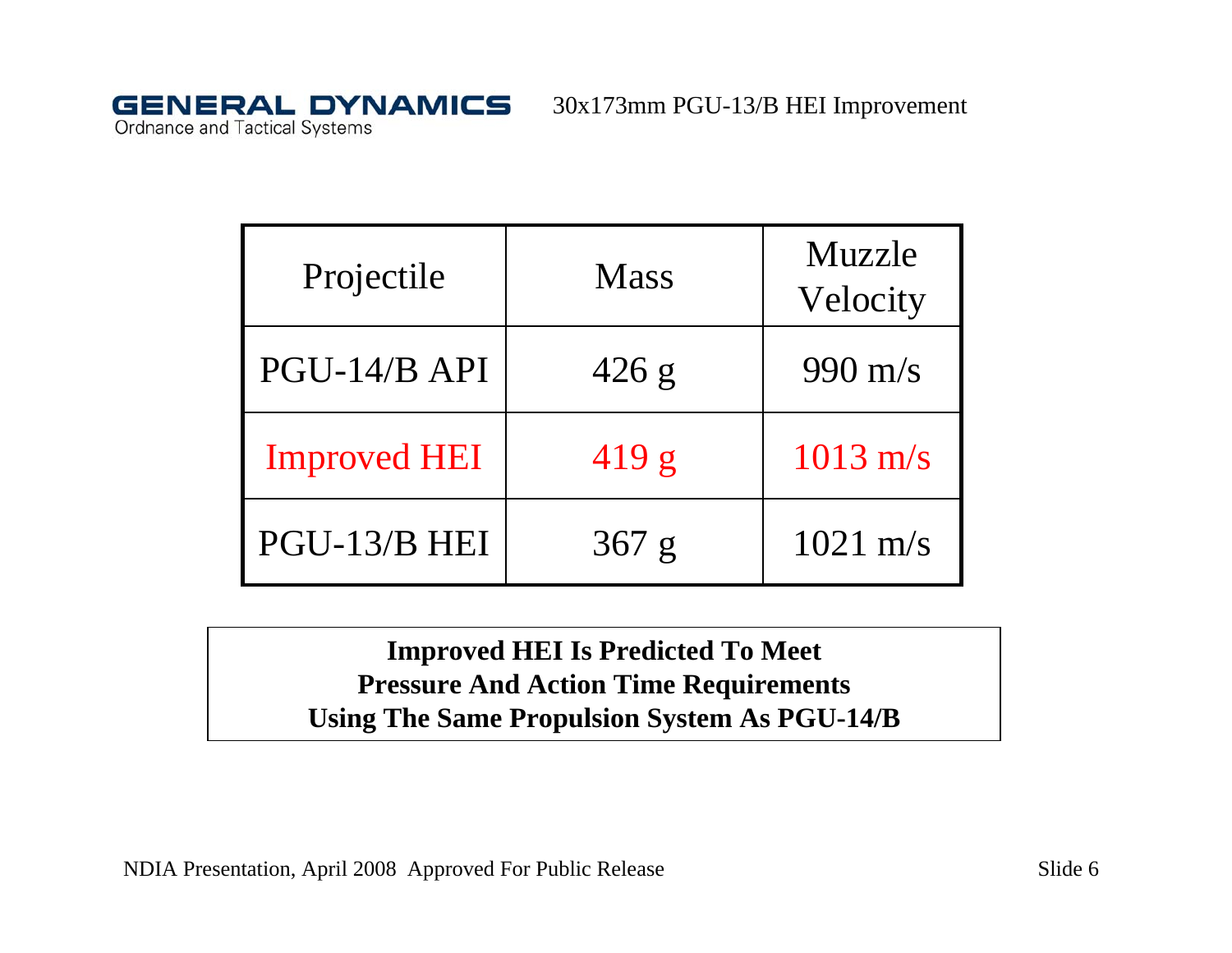# 30x173mm PGU-13/B HEI Improvement

| Projectile | Mass | Muzzle Velocity |
|---|---|---|
| PGU-14/B API | 426 g | 990 m/s |
| Improved HEI | 419 g | 1013 m/s |
| PGU-13/B HEI | 367 g | 1021 m/s |

**Improved HEI Is Predicted To Meet Pressure And Action Time Requirements Using The Same Propulsion System As PGU-14/B**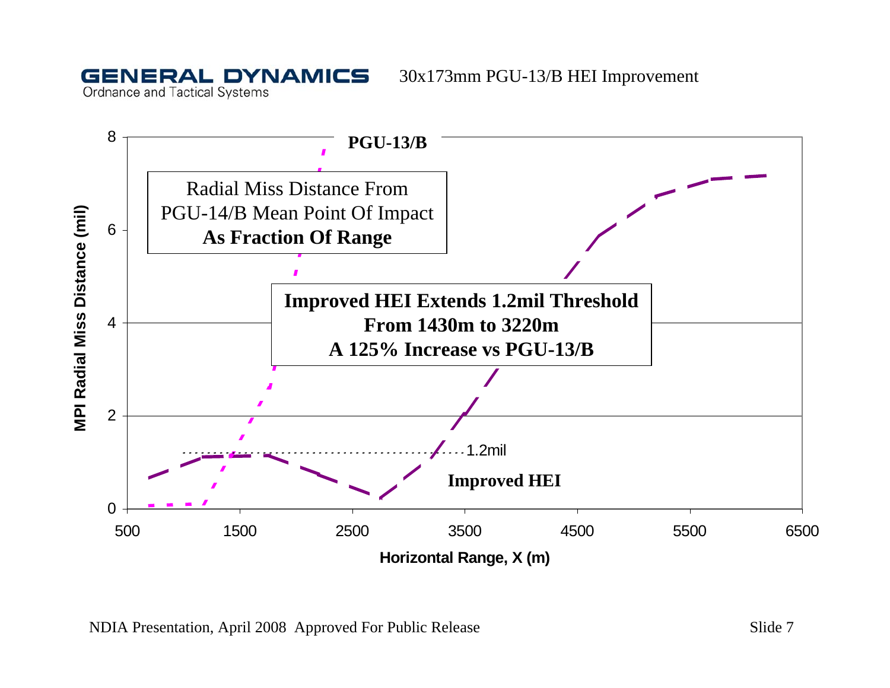GENERAL DYNAMICS
Ordnance and Tactical Systems

30x173mm PGU-13/B HEI Improvement

**PGU-13/B**

Radial Miss Distance From
PGU-14/B Mean Point Of Impact
**As Fraction Of Range**

**Improved HEI Extends 1.2mil Threshold**
**From 1430m to 3220m**
**A 125% Increase vs PGU-13/B**

1.2mil

**Improved HEI**

MPI Radial Miss Distance (mil)

Horizontal Range, X (m)

NDIA Presentation, April 2008 Approved For Public Release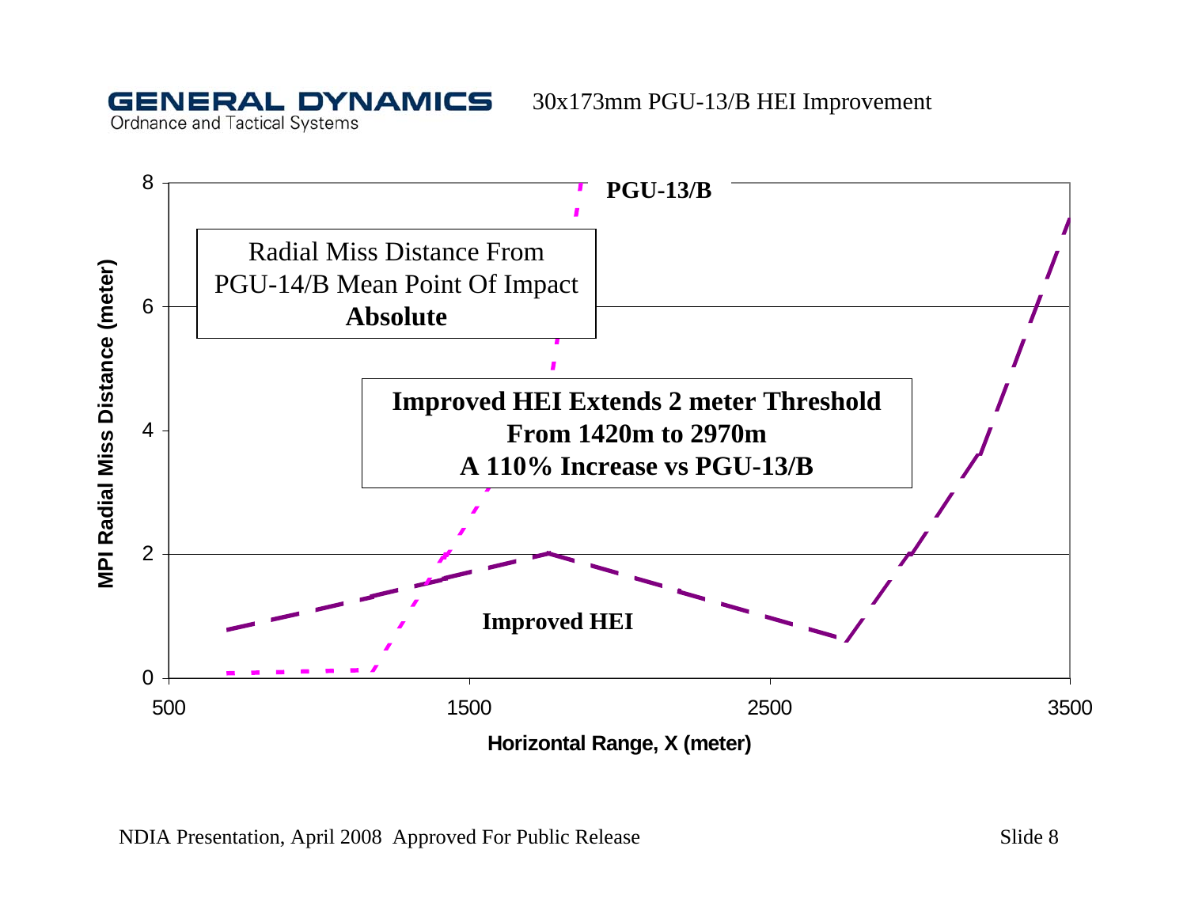## 30x173mm PGU-13/B HEI Improvement

Radial Miss Distance From PGU-14/B Mean Point Of Impact **Absolute**

**Improved HEI Extends 2 meter Threshold From 1420m to 2970m**
**A 110% Increase vs PGU-13/B**

- PGU-13/B
- Improved HEI

MPI Radial Miss Distance (meter)

Horizontal Range, X (meter)

NDIA Presentation, April 2008 Approved For Public Release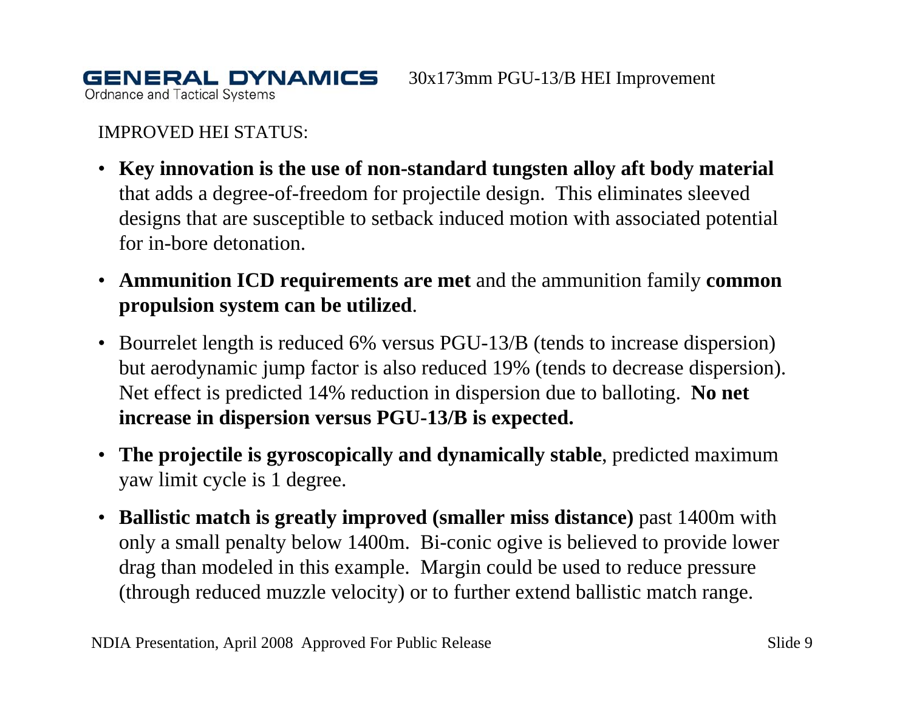IMPROVED HEI STATUS:

- **Key innovation is the use of non-standard tungsten alloy aft body material** that adds a degree-of-freedom for projectile design. This eliminates sleeved designs that are susceptible to setback induced motion with associated potential for in-bore detonation.
- **Ammunition ICD requirements are met** and the ammunition family **common propulsion system can be utilized**.
- Bourrelet length is reduced 6% versus PGU-13/B (tends to increase dispersion) but aerodynamic jump factor is also reduced 19% (tends to decrease dispersion). Net effect is predicted 14% reduction in dispersion due to balloting. **No net increase in dispersion versus PGU-13/B is expected.**
- **The projectile is gyroscopically and dynamically stable**, predicted maximum yaw limit cycle is 1 degree.
- **Ballistic match is greatly improved (smaller miss distance)** past 1400m with only a small penalty below 1400m. Bi-conic ogive is believed to provide lower drag than modeled in this example. Margin could be used to reduce pressure (through reduced muzzle velocity) or to further extend ballistic match range.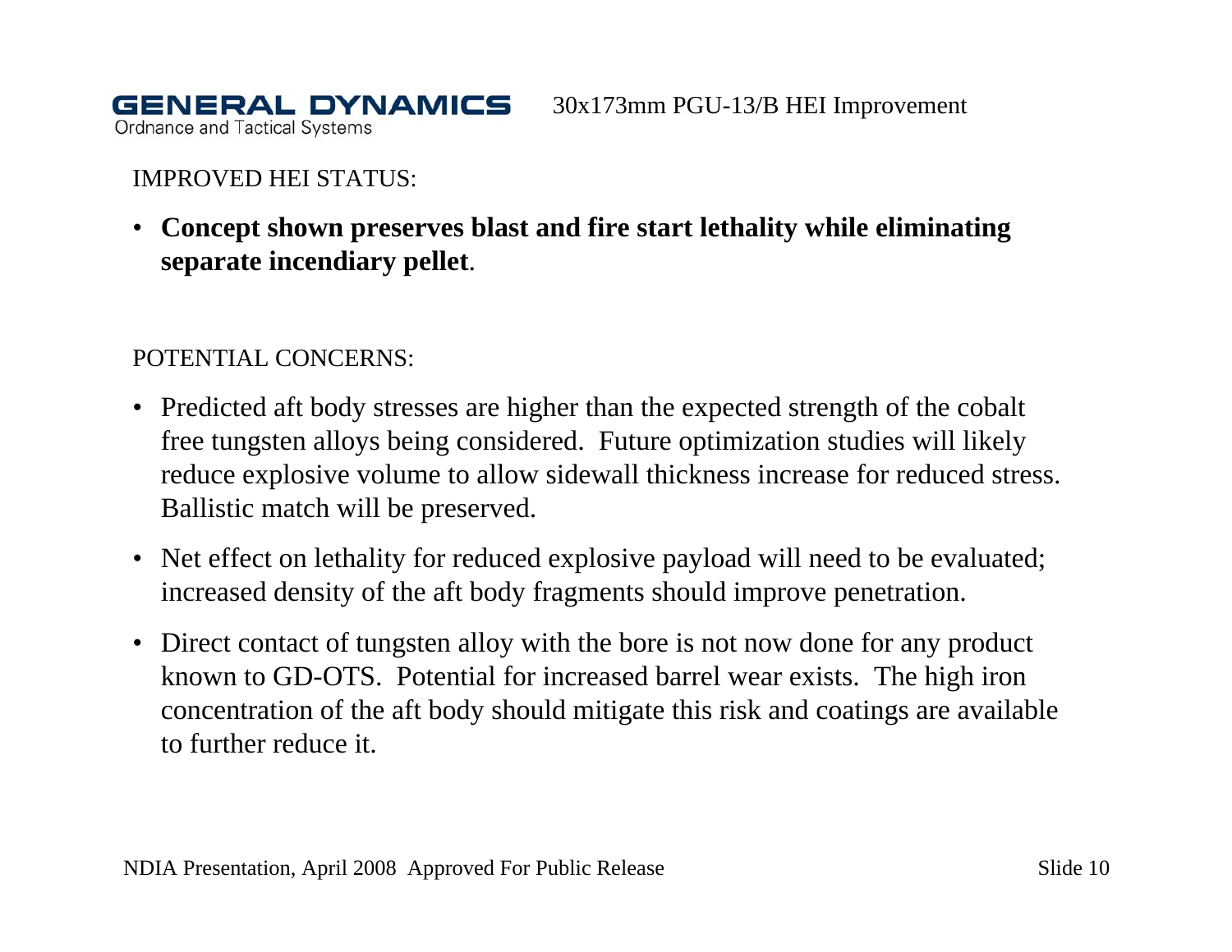IMPROVED HEI STATUS:

- **Concept shown preserves blast and fire start lethality while eliminating separate incendiary pellet**.

POTENTIAL CONCERNS:

- Predicted aft body stresses are higher than the expected strength of the cobalt free tungsten alloys being considered. Future optimization studies will likely reduce explosive volume to allow sidewall thickness increase for reduced stress. Ballistic match will be preserved.
- Net effect on lethality for reduced explosive payload will need to be evaluated; increased density of the aft body fragments should improve penetration.
- Direct contact of tungsten alloy with the bore is not now done for any product known to GD-OTS. Potential for increased barrel wear exists. The high iron concentration of the aft body should mitigate this risk and coatings are available to further reduce it.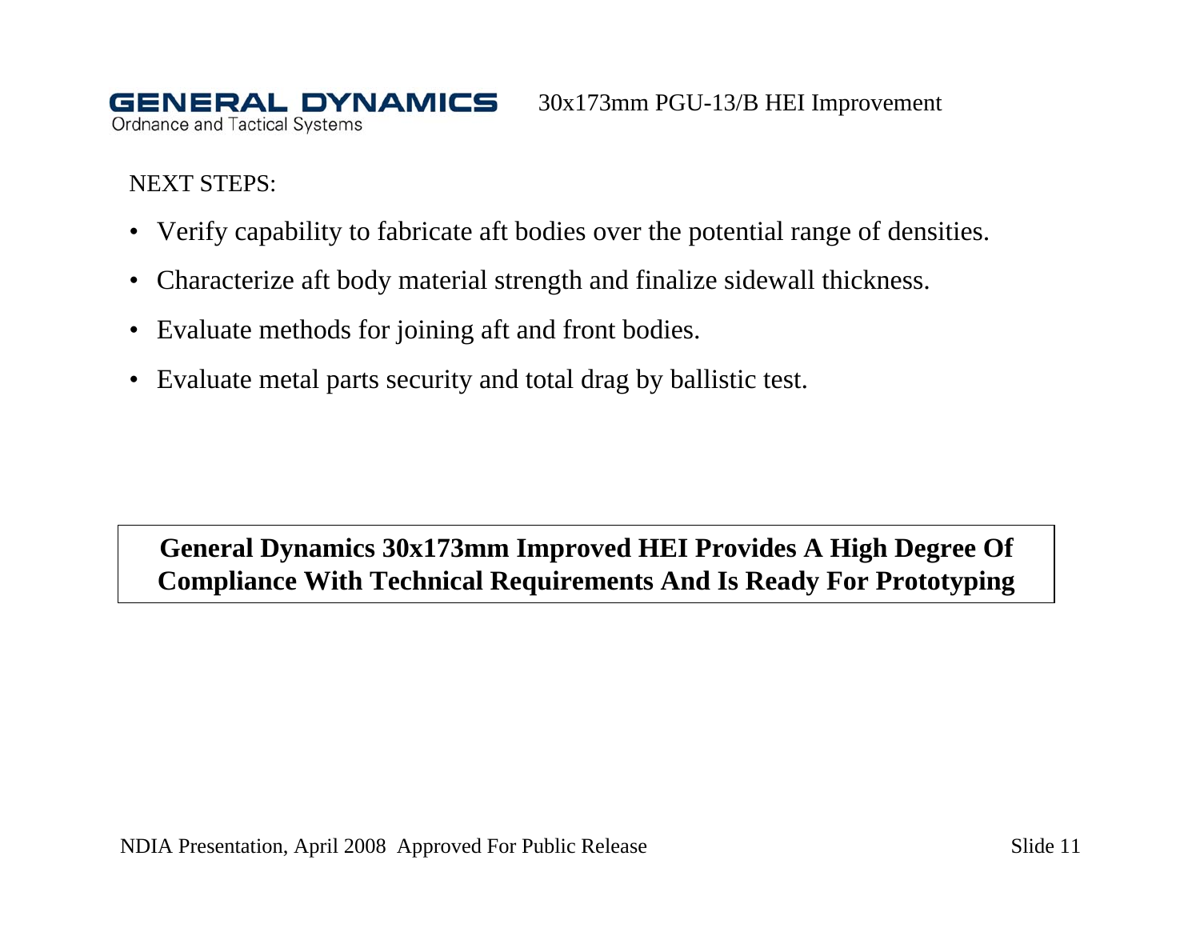NEXT STEPS:

- Verify capability to fabricate aft bodies over the potential range of densities.
- Characterize aft body material strength and finalize sidewall thickness.
- Evaluate methods for joining aft and front bodies.
- Evaluate metal parts security and total drag by ballistic test.

**General Dynamics 30x173mm Improved HEI Provides A High Degree Of Compliance With Technical Requirements And Is Ready For Prototyping**